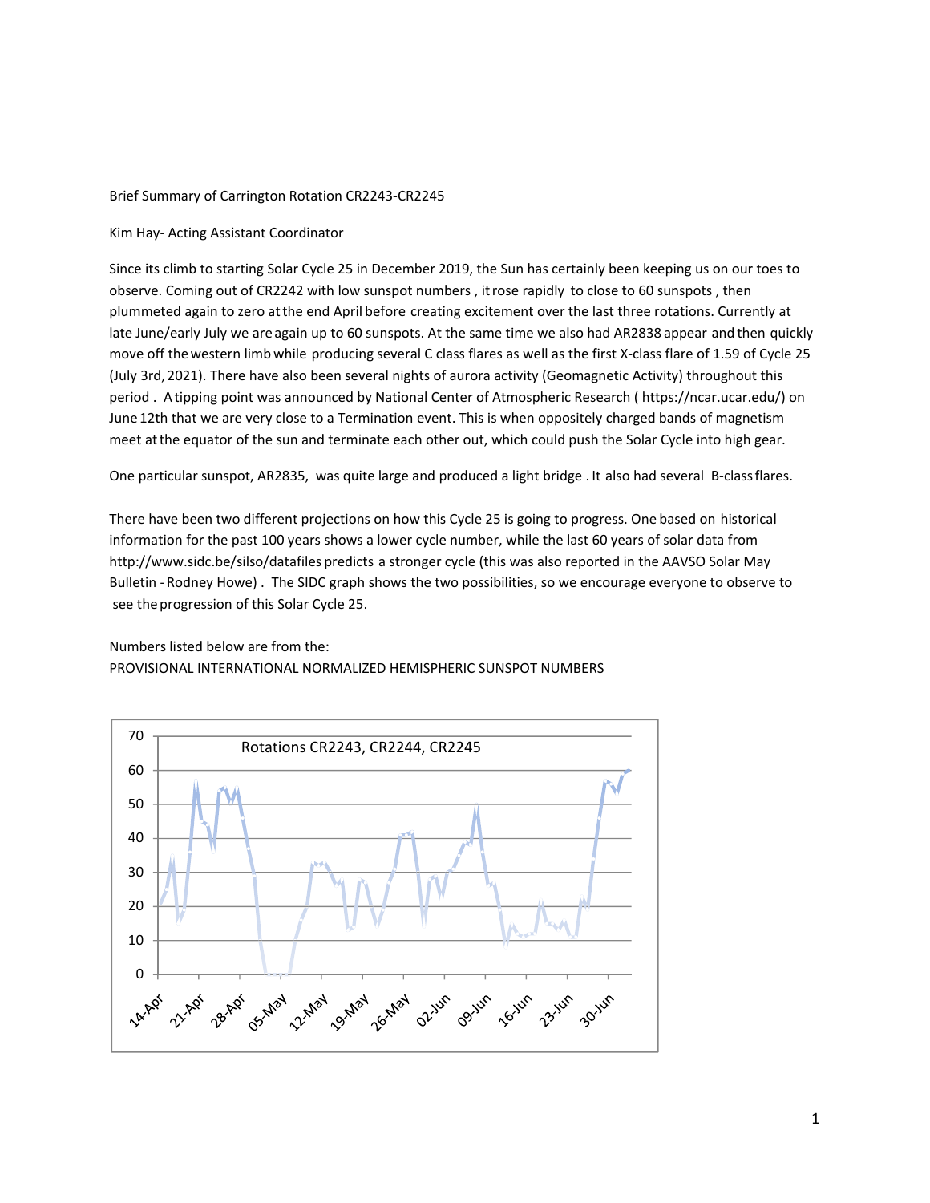Brief Summary of Carrington Rotation CR2243-CR2245

Kim Hay- Acting Assistant Coordinator

Since its climb to starting Solar Cycle 25 in December 2019, the Sun has certainly been keeping us on our toes to observe. Coming out of CR2242 with low sunspot numbers , it rose rapidly to close to 60 sunspots , then plummeted again to zero at the end April before creating excitement over the last three rotations. Currently at late June/early July we are again up to 60 sunspots. At the same time we also had AR2838 appear and then quickly move off the western limb while producing several C class flares as well as the first X-class flare of 1.59 of Cycle 25 (July 3rd, 2021). There have also been several nights of aurora activity (Geomagnetic Activity) throughout this period . A tipping point was announced by National Center of Atmospheric Research ( https://ncar.ucar.edu/) on June 12th that we are very close to a Termination event. This is when oppositely charged bands of magnetism meet at the equator of the sun and terminate each other out, which could push the Solar Cycle into high gear.

One particular sunspot, AR2835, was quite large and produced a light bridge . It also had several B-class flares.

There have been two different projections on how this Cycle 25 is going to progress. One based on historical information for the past 100 years shows a lower cycle number, while the last 60 years of solar data from http://www.sidc.be/silso/datafiles predicts a stronger cycle (this was also reported in the AAVSO Solar May Bulletin - Rodney Howe) . The SIDC graph shows the two possibilities, so we encourage everyone to observe to see the progression of this Solar Cycle 25.

Numbers listed below are from the:
PROVISIONAL INTERNATIONAL NORMALIZED HEMISPHERIC SUNSPOT NUMBERS

Rotations CR2243, CR2244, CR2245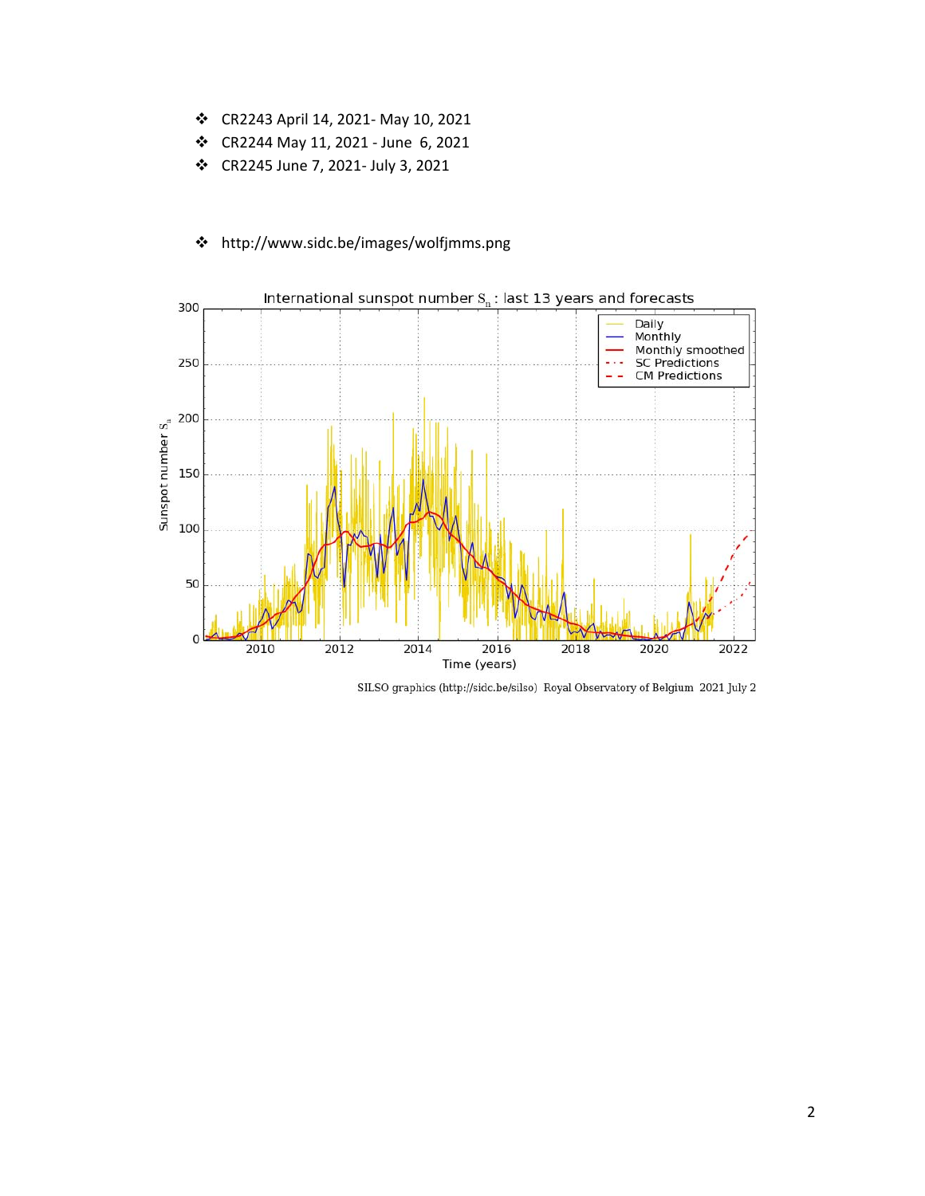- CR2243 April 14, 2021- May 10, 2021
- CR2244 May 11, 2021 - June 6, 2021
- CR2245 June 7, 2021- July 3, 2021

- http://www.sidc.be/images/wolfjmms.png

SILSO graphics (http://sidc.be/silso) Royal Observatory of Belgium 2021 July 2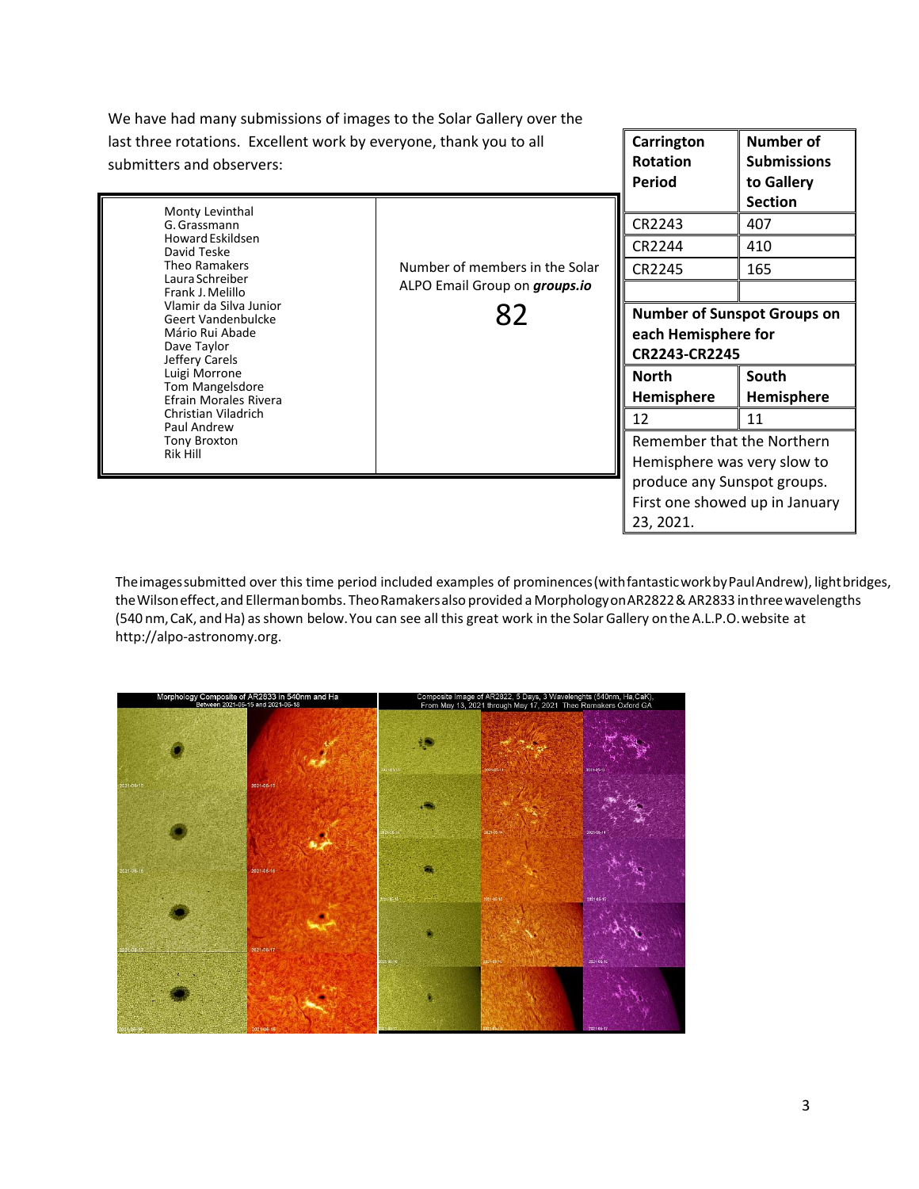We have had many submissions of images to the Solar Gallery over the last three rotations. Excellent work by everyone, thank you to all submitters and observers:

| | |
|---|---|
| Monty Levinthal<br>G. Grassmann<br>Howard Eskildsen<br>David Teske<br>Theo Ramakers<br>Laura Schreiber<br>Frank J. Melillo<br>Vlamir da Silva Junior<br>Geert Vandenbulcke<br>Mário Rui Abade<br>Dave Taylor<br>Jeffery Carels<br>Luigi Morrone<br>Tom Mangelsdore<br>Efrain Morales Rivera<br>Christian Viladrich<br>Paul Andrew<br>Tony Broxton<br>Rik Hill | Number of members in the Solar ALPO Email Group on ***groups.io***<br><br>82 |

| **Carrington Rotation Period** | **Number of Submissions to Gallery Section** |
|---|---|
| CR2243 | 407 |
| CR2244 | 410 |
| CR2245 | 165 |
| | |
| **Number of Sunspot Groups on each Hemisphere for CR2243-CR2245** | |
| **North Hemisphere** | **South Hemisphere** |
| 12 | 11 |
| Remember that the Northern Hemisphere was very slow to produce any Sunspot groups. First one showed up in January 23, 2021. | |

The images submitted over this time period included examples of prominences (with fantastic work by Paul Andrew), light bridges, the Wilson effect, and Ellerman bombs. Theo Ramakers also provided a Morphology on AR2822 & AR2833 in three wavelengths (540 nm, CaK, and Ha) as shown below. You can see all this great work in the Solar Gallery on the A.L.P.O. website at http://alpo-astronomy.org.

Morphology Composite of AR2833 in 540nm and Ha
Between 2021-06-15 and 2021-06-18

Composite Image of AR2822, 5 Days, 3 Wavelenghts (540nm, Ha,CaK),
From May 13, 2021 through May 17, 2021 Theo Ramakers Oxford GA